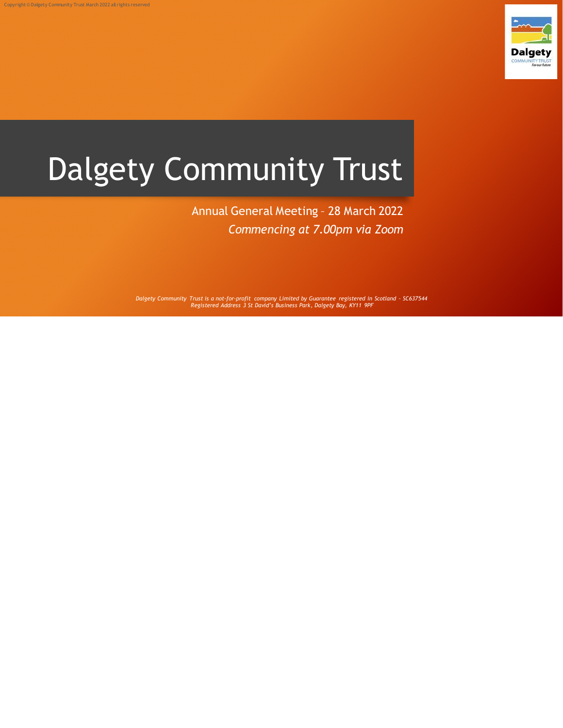Copyright © Dalgety Community Trust March 2022 all rights reserved

# Dalgety Community Trust

Annual General Meeting – 28 March 2022

*Commencing at 7.00pm via Zoom*

*Dalgety Community Trust is a not-for-profit company Limited by Guarantee registered in Scotland – SC637544*
*Registered Address 3 St David's Business Park, Dalgety Bay, KY11 9PF*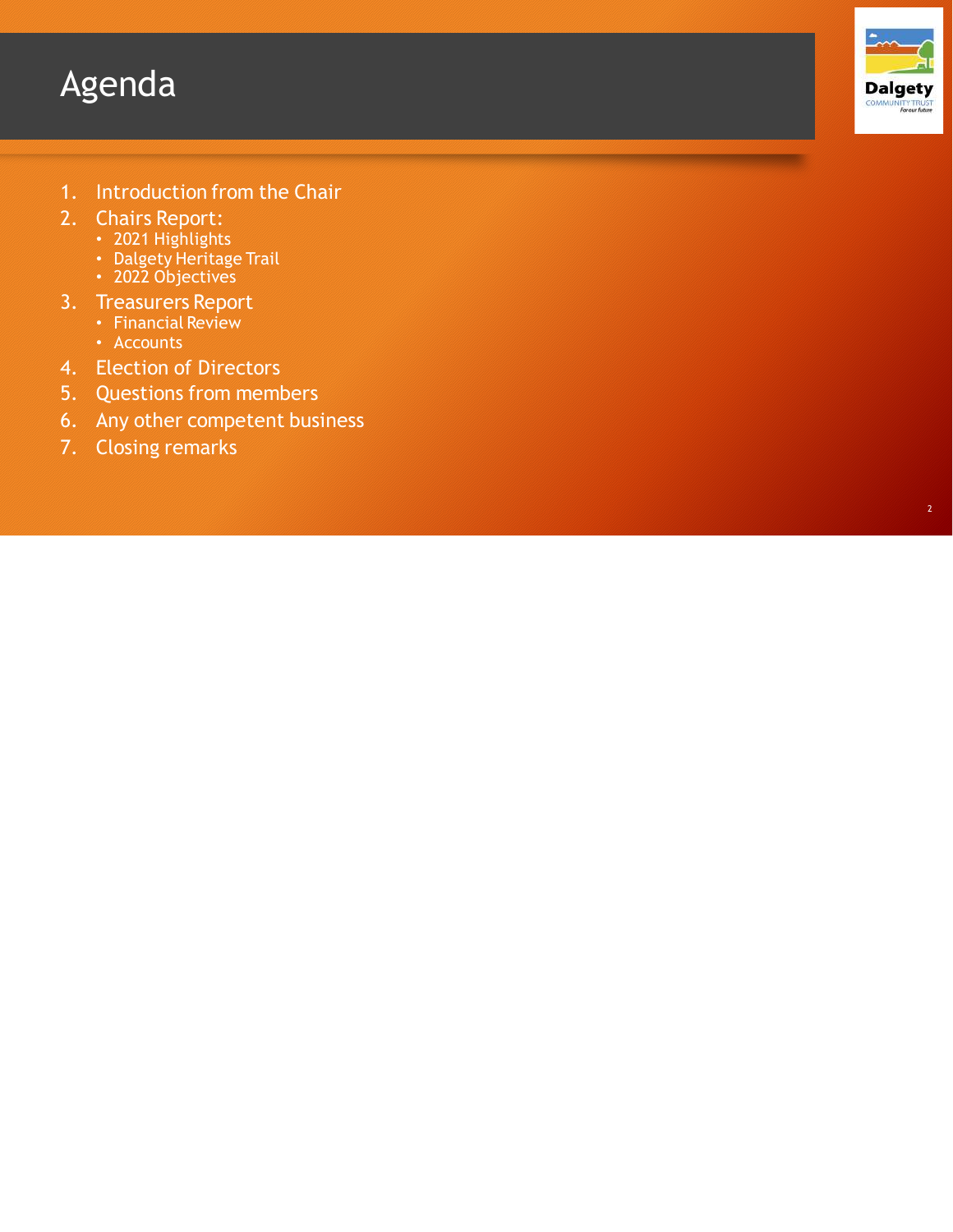# Agenda

1. Introduction from the Chair
2. Chairs Report:
   - 2021 Highlights
   - Dalgety Heritage Trail
   - 2022 Objectives
3. Treasurers Report
   - Financial Review
   - Accounts
4. Election of Directors
5. Questions from members
6. Any other competent business
7. Closing remarks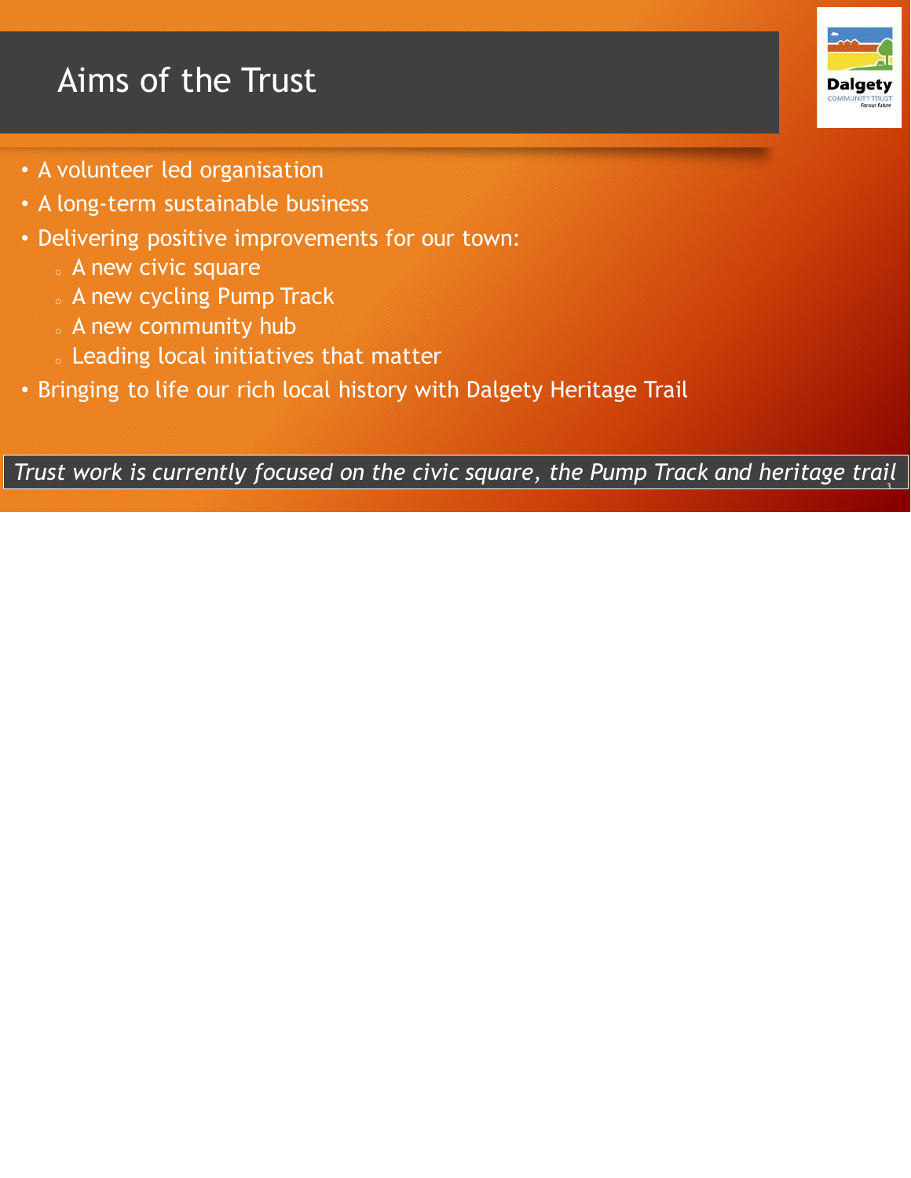# Aims of the Trust

- A volunteer led organisation
- A long-term sustainable business
- Delivering positive improvements for our town:
  - A new civic square
  - A new cycling Pump Track
  - A new community hub
  - Leading local initiatives that matter
- Bringing to life our rich local history with Dalgety Heritage Trail

*Trust work is currently focused on the civic square, the Pump Track and heritage trail*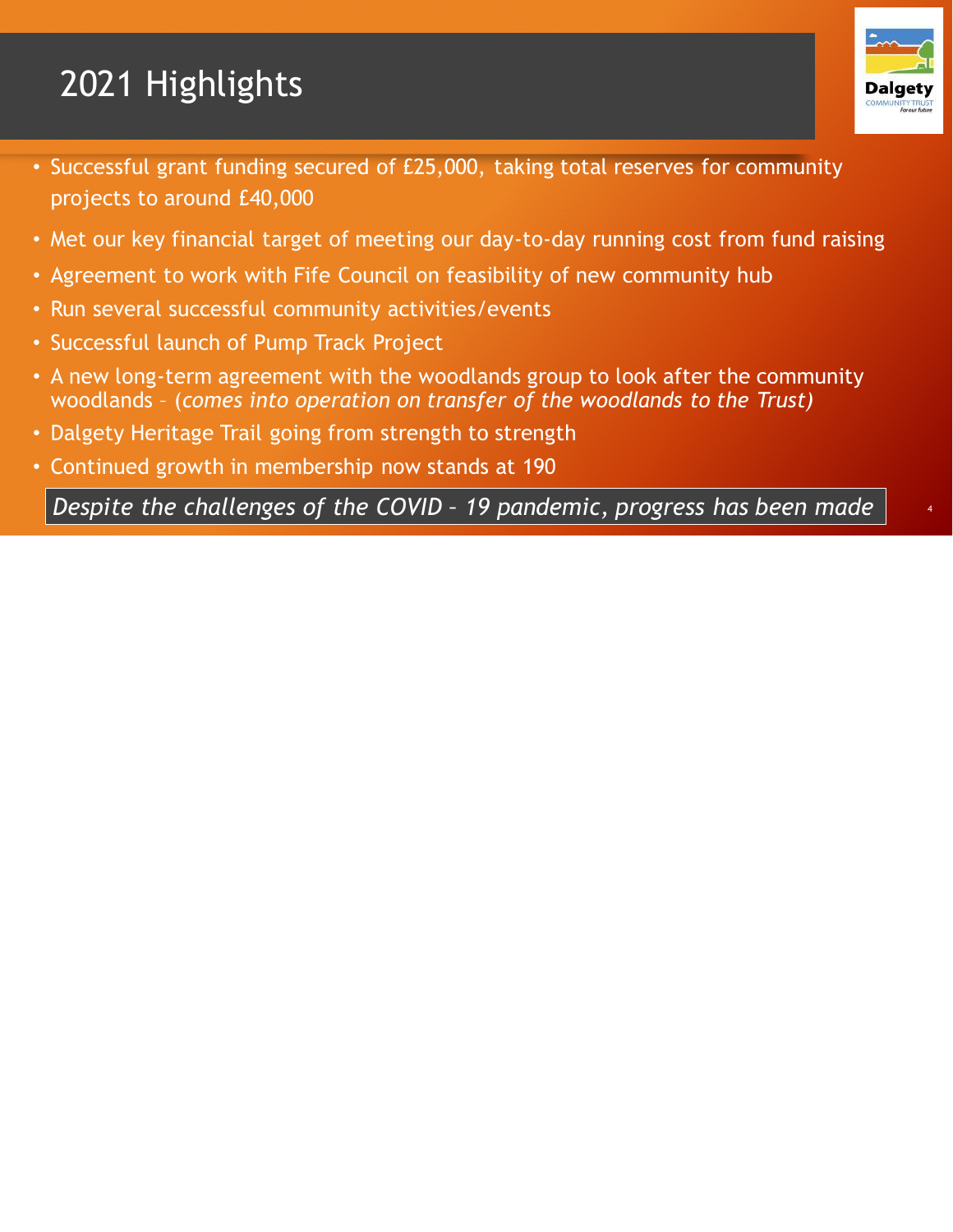# 2021 Highlights

- Successful grant funding secured of £25,000, taking total reserves for community projects to around £40,000
- Met our key financial target of meeting our day-to-day running cost from fund raising
- Agreement to work with Fife Council on feasibility of new community hub
- Run several successful community activities/events
- Successful launch of Pump Track Project
- A new long-term agreement with the woodlands group to look after the community woodlands – (*comes into operation on transfer of the woodlands to the Trust)*
- Dalgety Heritage Trail going from strength to strength
- Continued growth in membership now stands at 190

*Despite the challenges of the COVID – 19 pandemic, progress has been made*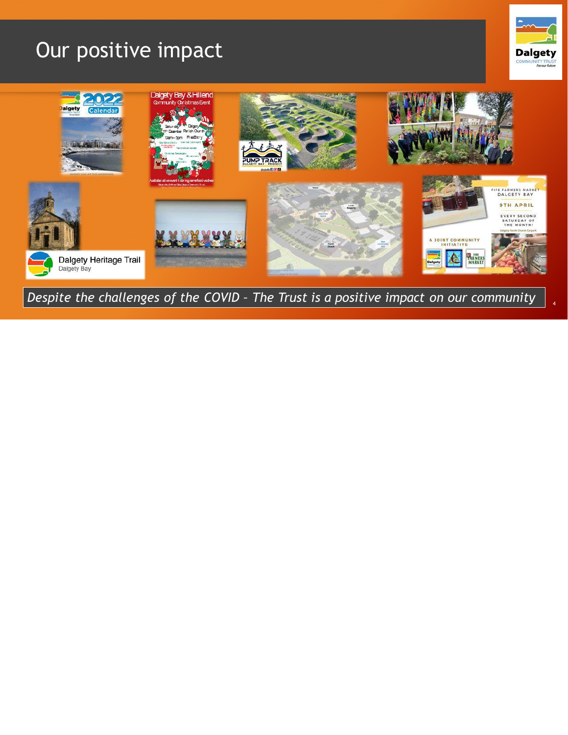# Our positive impact

*Despite the challenges of the COVID – The Trust is a positive impact on our community*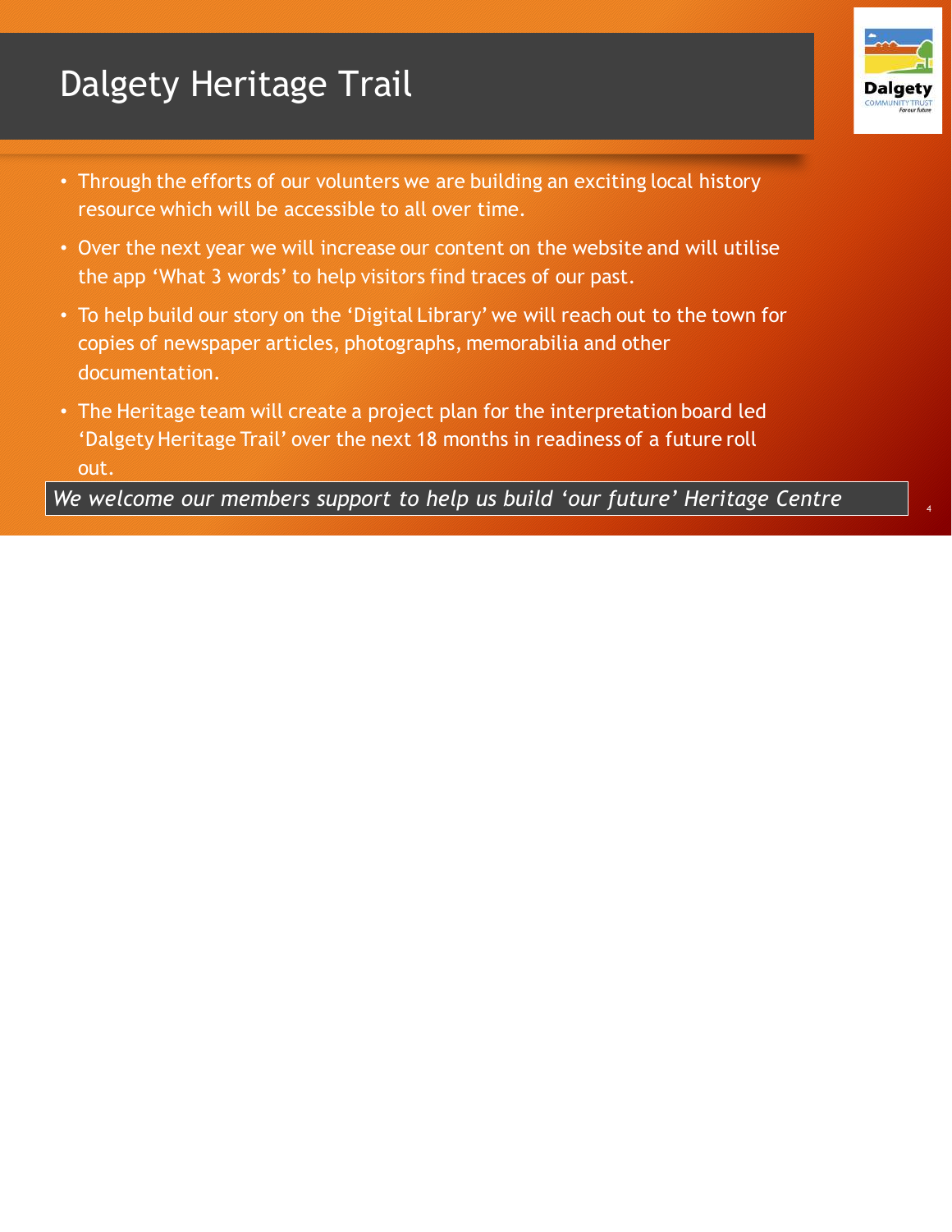# Dalgety Heritage Trail

- Through the efforts of our volunteers we are building an exciting local history resource which will be accessible to all over time.
- Over the next year we will increase our content on the website and will utilise the app ‘What 3 words’ to help visitors find traces of our past.
- To help build our story on the ‘Digital Library’ we will reach out to the town for copies of newspaper articles, photographs, memorabilia and other documentation.
- The Heritage team will create a project plan for the interpretation board led ‘Dalgety Heritage Trail’ over the next 18 months in readiness of a future roll out.

*We welcome our members support to help us build ‘our future’ Heritage Centre*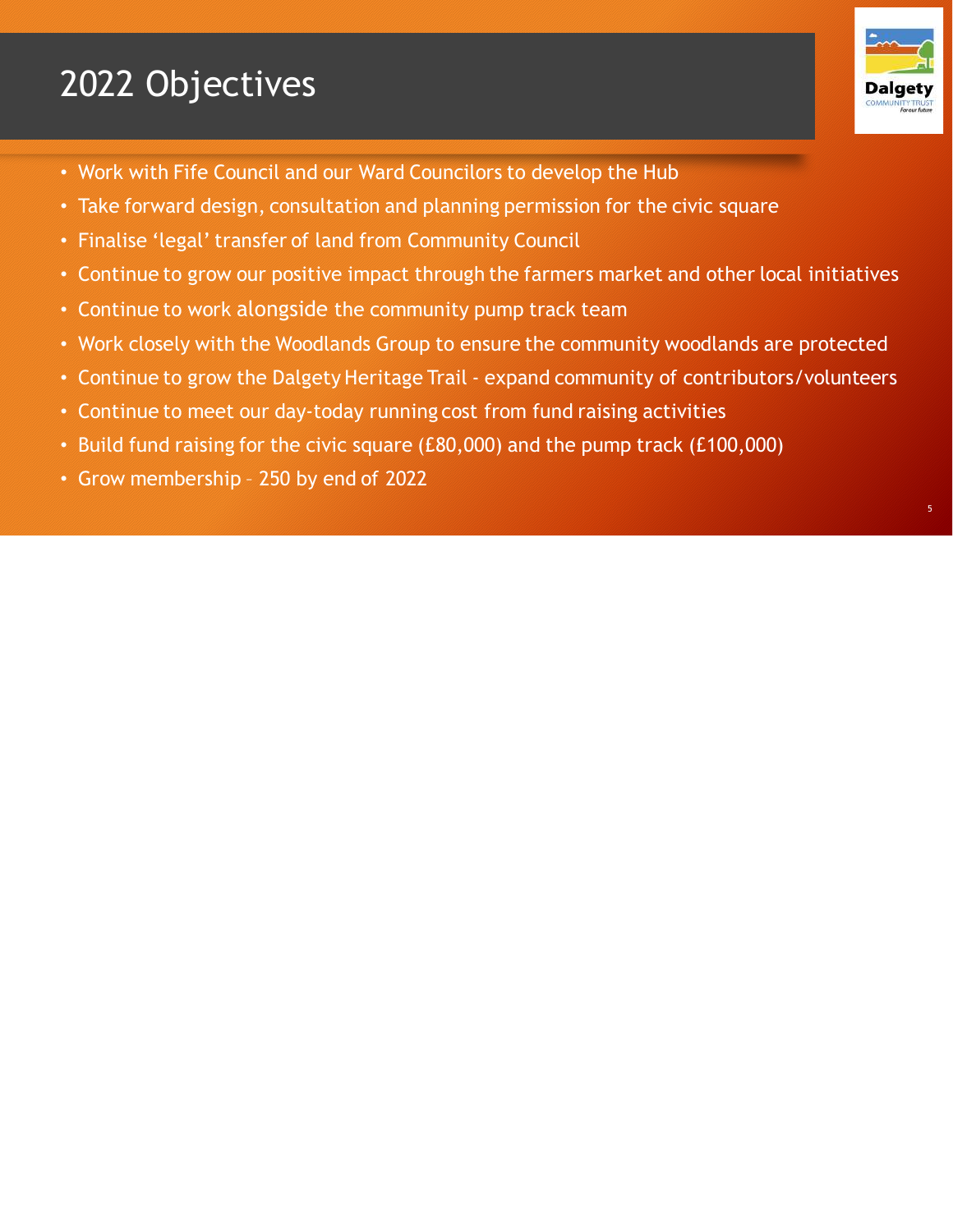# 2022 Objectives

- Work with Fife Council and our Ward Councilors to develop the Hub
- Take forward design, consultation and planning permission for the civic square
- Finalise 'legal' transfer of land from Community Council
- Continue to grow our positive impact through the farmers market and other local initiatives
- Continue to work alongside the community pump track team
- Work closely with the Woodlands Group to ensure the community woodlands are protected
- Continue to grow the Dalgety Heritage Trail - expand community of contributors/volunteers
- Continue to meet our day-today running cost from fund raising activities
- Build fund raising for the civic square (£80,000) and the pump track (£100,000)
- Grow membership – 250 by end of 2022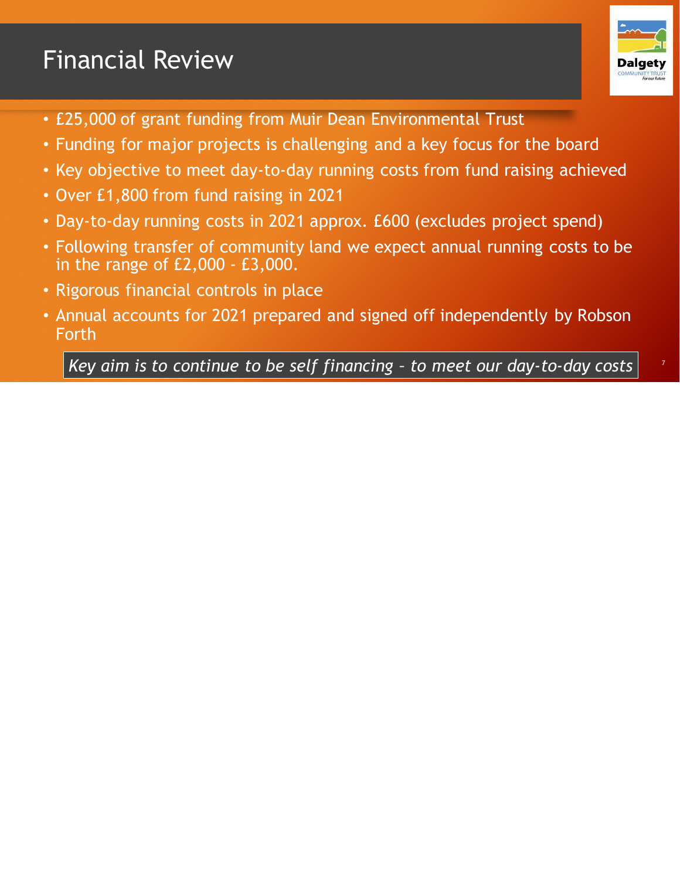# Financial Review

- £25,000 of grant funding from Muir Dean Environmental Trust
- Funding for major projects is challenging and a key focus for the board
- Key objective to meet day-to-day running costs from fund raising achieved
- Over £1,800 from fund raising in 2021
- Day-to-day running costs in 2021 approx. £600 (excludes project spend)
- Following transfer of community land we expect annual running costs to be in the range of £2,000 - £3,000.
- Rigorous financial controls in place
- Annual accounts for 2021 prepared and signed off independently by Robson Forth

*Key aim is to continue to be self financing – to meet our day-to-day costs*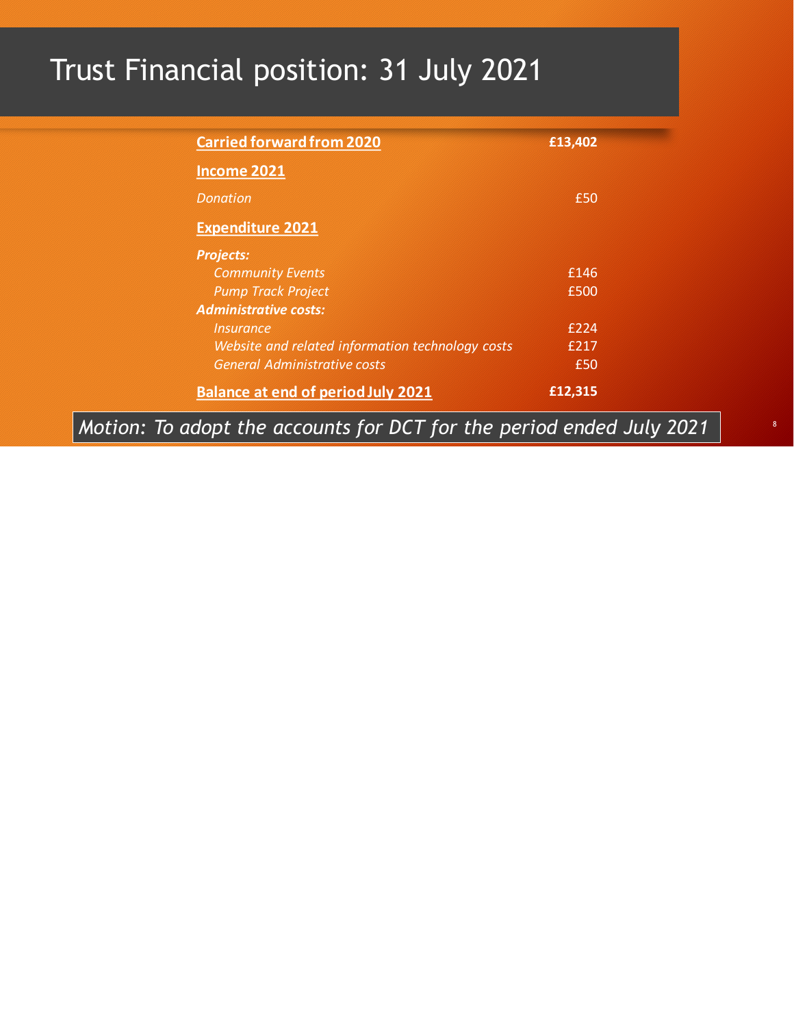# Trust Financial position: 31 July 2021

| | |
|---|---|
| **Carried forward from 2020** | **£13,402** |
| **Income 2021** | |
| *Donation* | £50 |
| **Expenditure 2021** | |
| ***Projects:*** | |
| *Community Events* | £146 |
| *Pump Track Project* | £500 |
| ***Administrative costs:*** | |
| *Insurance* | £224 |
| *Website and related information technology costs* | £217 |
| *General Administrative costs* | £50 |
| **Balance at end of period July 2021** | **£12,315** |

*Motion: To adopt the accounts for DCT for the period ended July 2021*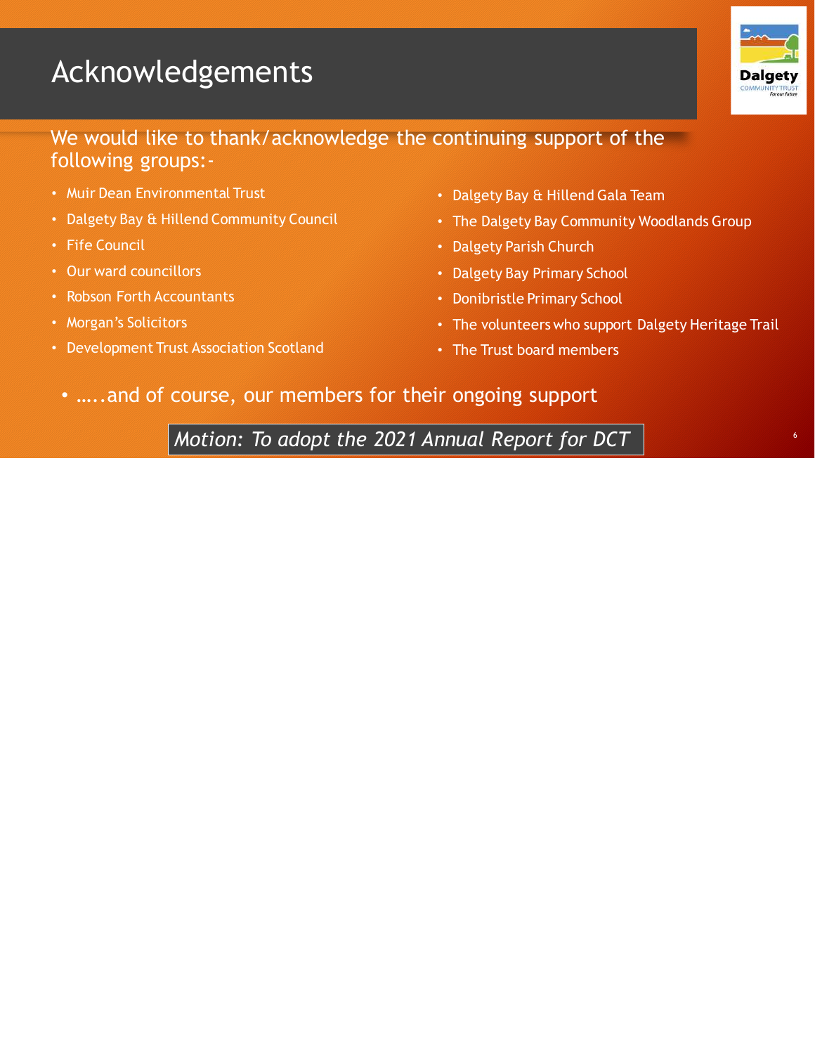# Acknowledgements

We would like to thank/acknowledge the continuing support of the following groups:-

- Muir Dean Environmental Trust
- Dalgety Bay & Hillend Community Council
- Fife Council
- Our ward councillors
- Robson Forth Accountants
- Morgan's Solicitors
- Development Trust Association Scotland
- Dalgety Bay & Hillend Gala Team
- The Dalgety Bay Community Woodlands Group
- Dalgety Parish Church
- Dalgety Bay Primary School
- Donibristle Primary School
- The volunteers who support Dalgety Heritage Trail
- The Trust board members

- …..and of course, our members for their ongoing support

*Motion: To adopt the 2021 Annual Report for DCT*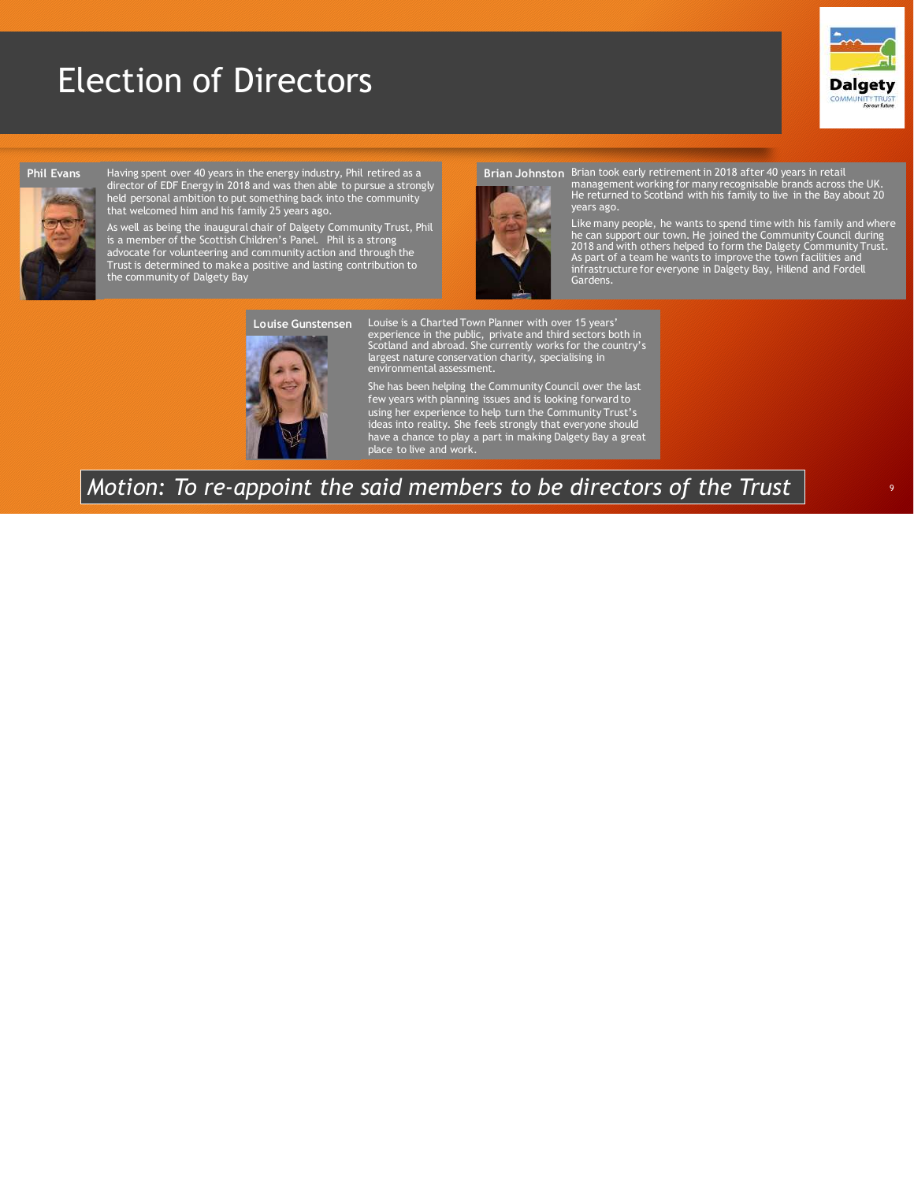# Election of Directors

**Phil Evans**

Having spent over 40 years in the energy industry, Phil retired as a director of EDF Energy in 2018 and was then able to pursue a strongly held personal ambition to put something back into the community that welcomed him and his family 25 years ago.

As well as being the inaugural chair of Dalgety Community Trust, Phil is a member of the Scottish Children's Panel. Phil is a strong advocate for volunteering and community action and through the Trust is determined to make a positive and lasting contribution to the community of Dalgety Bay

**Brian Johnston**

Brian took early retirement in 2018 after 40 years in retail management working for many recognisable brands across the UK. He returned to Scotland with his family to live in the Bay about 20 years ago.

Like many people, he wants to spend time with his family and where he can support our town. He joined the Community Council during 2018 and with others helped to form the Dalgety Community Trust. As part of a team he wants to improve the town facilities and infrastructure for everyone in Dalgety Bay, Hillend and Fordell Gardens.

**Louise Gunstensen**

Louise is a Charted Town Planner with over 15 years' experience in the public, private and third sectors both in Scotland and abroad. She currently works for the country's largest nature conservation charity, specialising in environmental assessment.

She has been helping the Community Council over the last few years with planning issues and is looking forward to using her experience to help turn the Community Trust's ideas into reality. She feels strongly that everyone should have a chance to play a part in making Dalgety Bay a great place to live and work.

*Motion: To re-appoint the said members to be directors of the Trust*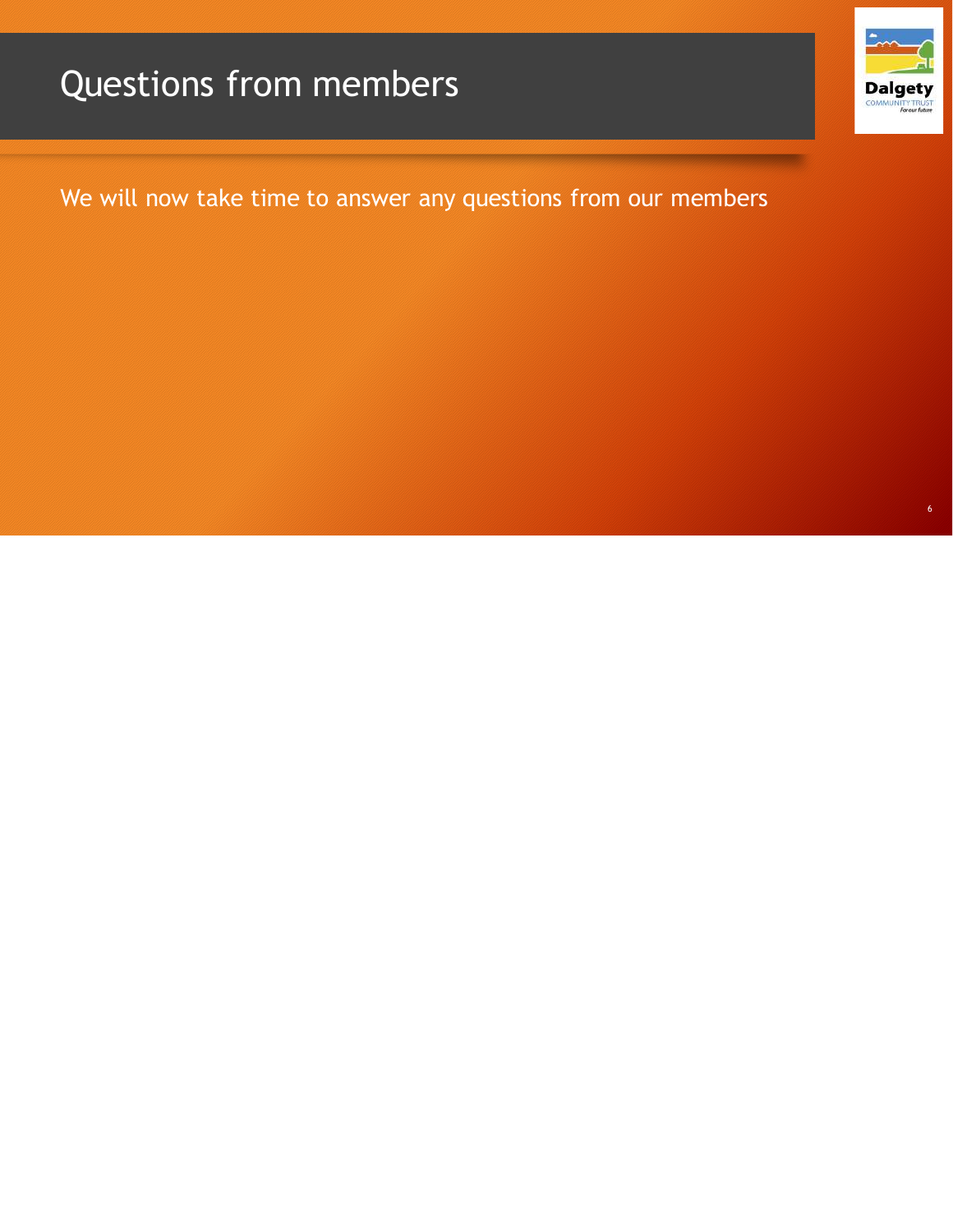# Questions from members

We will now take time to answer any questions from our members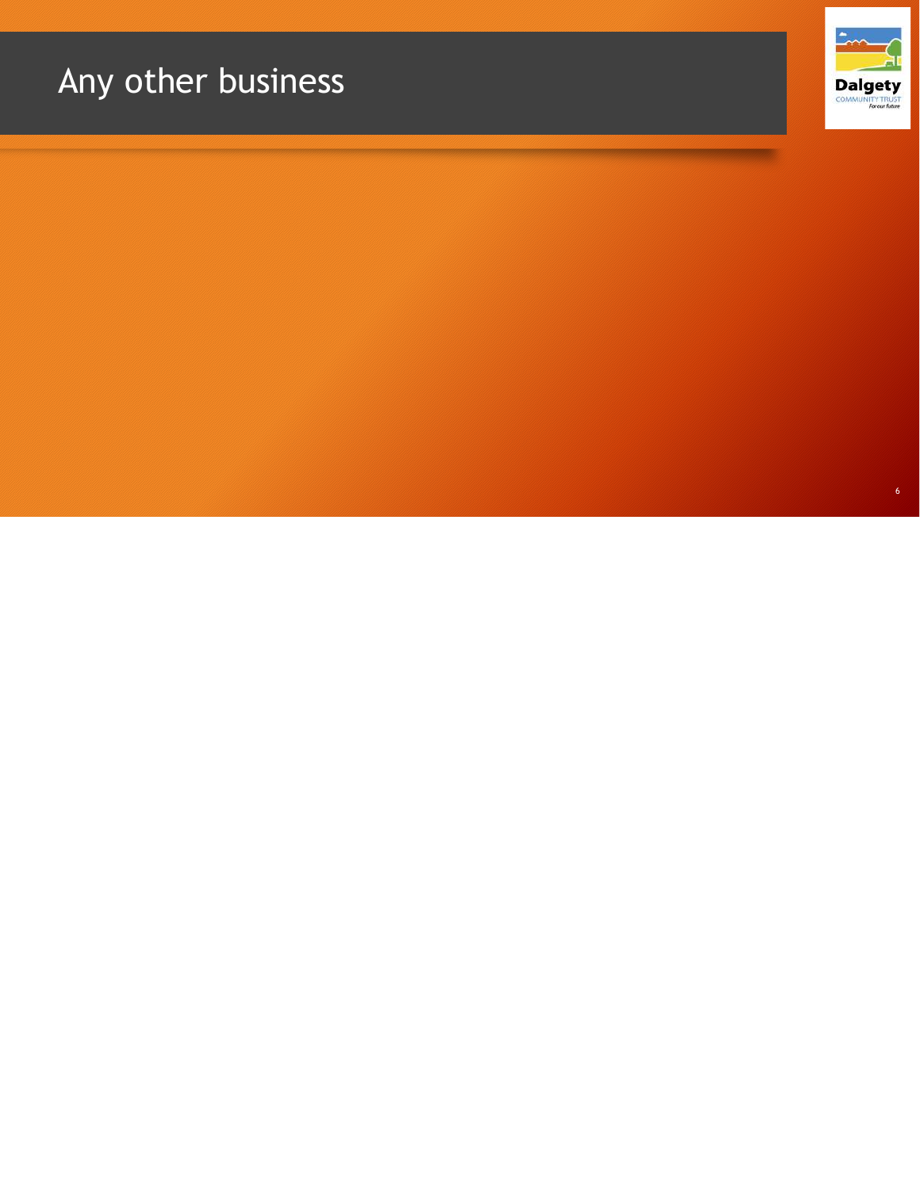# Any other business